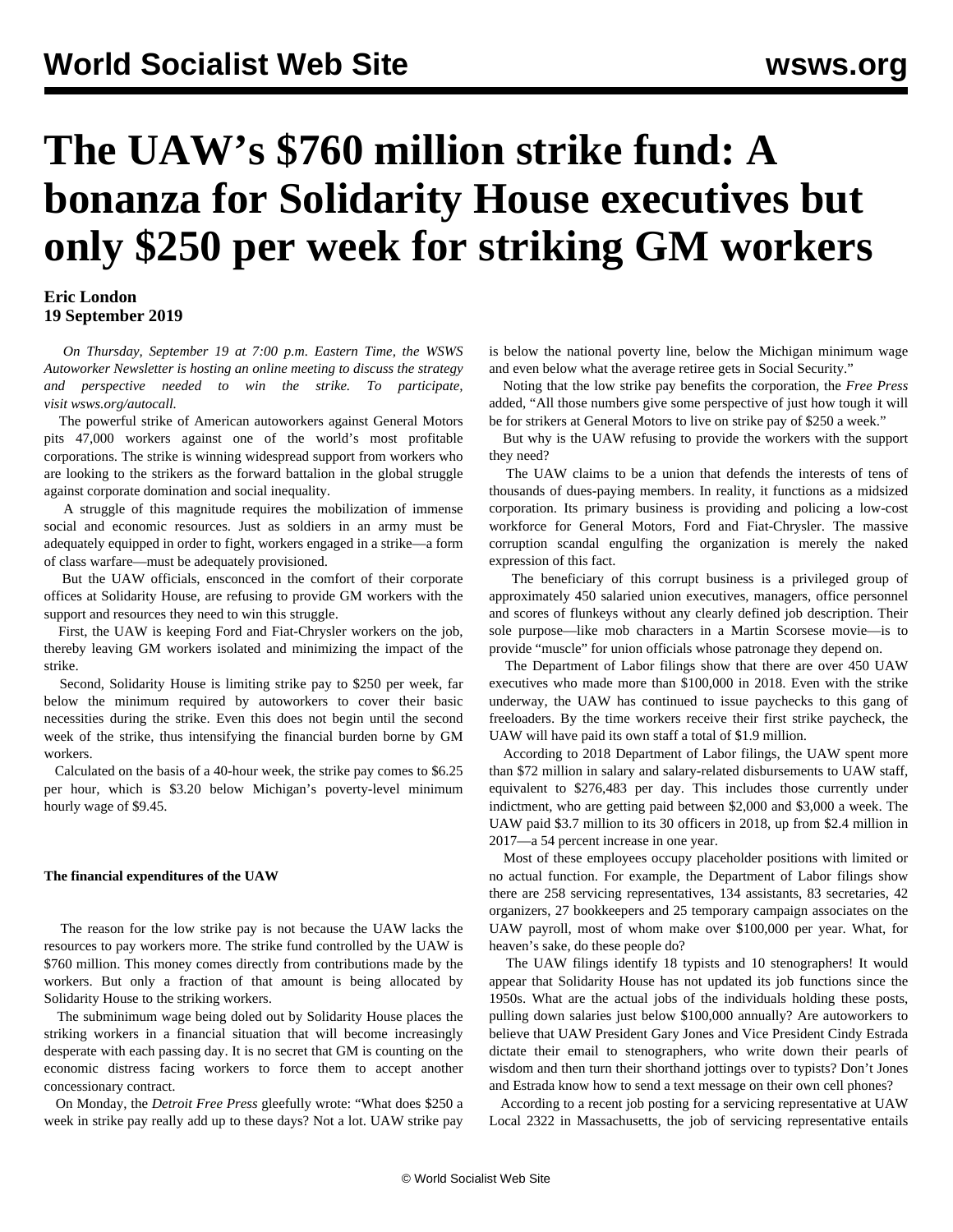# The UAW's $760 million strike fund: A bonanza for Solidarity House executives but only $250 per week for striking GM workers

**Eric London**
**19 September 2019**

*On Thursday, September 19 at 7:00 p.m. Eastern Time, the WSWS Autoworker Newsletter is hosting an online meeting to discuss the strategy and perspective needed to win the strike. To participate, visit wsws.org/autocall.*

The powerful strike of American autoworkers against General Motors pits 47,000 workers against one of the world's most profitable corporations. The strike is winning widespread support from workers who are looking to the strikers as the forward battalion in the global struggle against corporate domination and social inequality.

A struggle of this magnitude requires the mobilization of immense social and economic resources. Just as soldiers in an army must be adequately equipped in order to fight, workers engaged in a strike—a form of class warfare—must be adequately provisioned.

But the UAW officials, ensconced in the comfort of their corporate offices at Solidarity House, are refusing to provide GM workers with the support and resources they need to win this struggle.

First, the UAW is keeping Ford and Fiat-Chrysler workers on the job, thereby leaving GM workers isolated and minimizing the impact of the strike.

Second, Solidarity House is limiting strike pay to $250 per week, far below the minimum required by autoworkers to cover their basic necessities during the strike. Even this does not begin until the second week of the strike, thus intensifying the financial burden borne by GM workers.

Calculated on the basis of a 40-hour week, the strike pay comes to $6.25 per hour, which is $3.20 below Michigan's poverty-level minimum hourly wage of $9.45.

**The financial expenditures of the UAW**

The reason for the low strike pay is not because the UAW lacks the resources to pay workers more. The strike fund controlled by the UAW is $760 million. This money comes directly from contributions made by the workers. But only a fraction of that amount is being allocated by Solidarity House to the striking workers.

The subminimum wage being doled out by Solidarity House places the striking workers in a financial situation that will become increasingly desperate with each passing day. It is no secret that GM is counting on the economic distress facing workers to force them to accept another concessionary contract.

On Monday, the *Detroit Free Press* gleefully wrote: "What does $250 a week in strike pay really add up to these days? Not a lot. UAW strike pay is below the national poverty line, below the Michigan minimum wage and even below what the average retiree gets in Social Security."

Noting that the low strike pay benefits the corporation, the *Free Press* added, "All those numbers give some perspective of just how tough it will be for strikers at General Motors to live on strike pay of $250 a week."

But why is the UAW refusing to provide the workers with the support they need?

The UAW claims to be a union that defends the interests of tens of thousands of dues-paying members. In reality, it functions as a midsized corporation. Its primary business is providing and policing a low-cost workforce for General Motors, Ford and Fiat-Chrysler. The massive corruption scandal engulfing the organization is merely the naked expression of this fact.

The beneficiary of this corrupt business is a privileged group of approximately 450 salaried union executives, managers, office personnel and scores of flunkeys without any clearly defined job description. Their sole purpose—like mob characters in a Martin Scorsese movie—is to provide "muscle" for union officials whose patronage they depend on.

The Department of Labor filings show that there are over 450 UAW executives who made more than $100,000 in 2018. Even with the strike underway, the UAW has continued to issue paychecks to this gang of freeloaders. By the time workers receive their first strike paycheck, the UAW will have paid its own staff a total of $1.9 million.

According to 2018 Department of Labor filings, the UAW spent more than $72 million in salary and salary-related disbursements to UAW staff, equivalent to $276,483 per day. This includes those currently under indictment, who are getting paid between $2,000 and $3,000 a week. The UAW paid $3.7 million to its 30 officers in 2018, up from $2.4 million in 2017—a 54 percent increase in one year.

Most of these employees occupy placeholder positions with limited or no actual function. For example, the Department of Labor filings show there are 258 servicing representatives, 134 assistants, 83 secretaries, 42 organizers, 27 bookkeepers and 25 temporary campaign associates on the UAW payroll, most of whom make over $100,000 per year. What, for heaven's sake, do these people do?

The UAW filings identify 18 typists and 10 stenographers! It would appear that Solidarity House has not updated its job functions since the 1950s. What are the actual jobs of the individuals holding these posts, pulling down salaries just below $100,000 annually? Are autoworkers to believe that UAW President Gary Jones and Vice President Cindy Estrada dictate their email to stenographers, who write down their pearls of wisdom and then turn their shorthand jottings over to typists? Don't Jones and Estrada know how to send a text message on their own cell phones?

According to a recent job posting for a servicing representative at UAW Local 2322 in Massachusetts, the job of servicing representative entails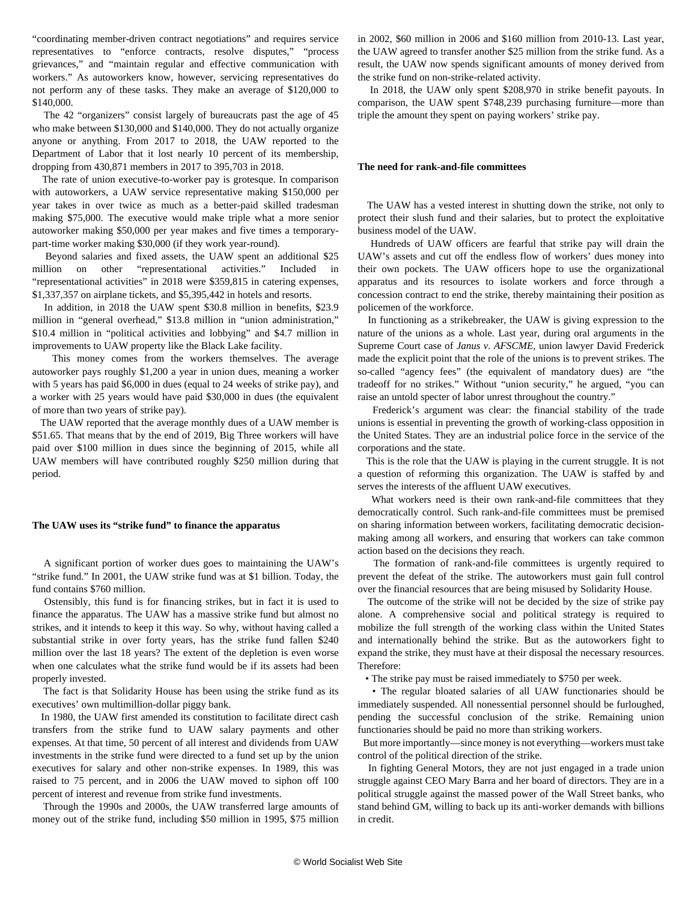"coordinating member-driven contract negotiations" and requires service representatives to "enforce contracts, resolve disputes," "process grievances," and "maintain regular and effective communication with workers." As autoworkers know, however, servicing representatives do not perform any of these tasks. They make an average of $120,000 to $140,000.

The 42 "organizers" consist largely of bureaucrats past the age of 45 who make between $130,000 and $140,000. They do not actually organize anyone or anything. From 2017 to 2018, the UAW reported to the Department of Labor that it lost nearly 10 percent of its membership, dropping from 430,871 members in 2017 to 395,703 in 2018.

The rate of union executive-to-worker pay is grotesque. In comparison with autoworkers, a UAW service representative making $150,000 per year takes in over twice as much as a better-paid skilled tradesman making $75,000. The executive would make triple what a more senior autoworker making $50,000 per year makes and five times a temporary-part-time worker making $30,000 (if they work year-round).

Beyond salaries and fixed assets, the UAW spent an additional $25 million on other "representational activities." Included in "representational activities" in 2018 were $359,815 in catering expenses, $1,337,357 on airplane tickets, and $5,395,442 in hotels and resorts.

In addition, in 2018 the UAW spent $30.8 million in benefits, $23.9 million in "general overhead," $13.8 million in "union administration," $10.4 million in "political activities and lobbying" and $4.7 million in improvements to UAW property like the Black Lake facility.

This money comes from the workers themselves. The average autoworker pays roughly $1,200 a year in union dues, meaning a worker with 5 years has paid $6,000 in dues (equal to 24 weeks of strike pay), and a worker with 25 years would have paid $30,000 in dues (the equivalent of more than two years of strike pay).

The UAW reported that the average monthly dues of a UAW member is $51.65. That means that by the end of 2019, Big Three workers will have paid over $100 million in dues since the beginning of 2015, while all UAW members will have contributed roughly $250 million during that period.

**The UAW uses its "strike fund" to finance the apparatus**

A significant portion of worker dues goes to maintaining the UAW's "strike fund." In 2001, the UAW strike fund was at $1 billion. Today, the fund contains $760 million.

Ostensibly, this fund is for financing strikes, but in fact it is used to finance the apparatus. The UAW has a massive strike fund but almost no strikes, and it intends to keep it this way. So why, without having called a substantial strike in over forty years, has the strike fund fallen $240 million over the last 18 years? The extent of the depletion is even worse when one calculates what the strike fund would be if its assets had been properly invested.

The fact is that Solidarity House has been using the strike fund as its executives' own multimillion-dollar piggy bank.

In 1980, the UAW first amended its constitution to facilitate direct cash transfers from the strike fund to UAW salary payments and other expenses. At that time, 50 percent of all interest and dividends from UAW investments in the strike fund were directed to a fund set up by the union executives for salary and other non-strike expenses. In 1989, this was raised to 75 percent, and in 2006 the UAW moved to siphon off 100 percent of interest and revenue from strike fund investments.

Through the 1990s and 2000s, the UAW transferred large amounts of money out of the strike fund, including $50 million in 1995, $75 million in 2002, $60 million in 2006 and $160 million from 2010-13. Last year, the UAW agreed to transfer another $25 million from the strike fund. As a result, the UAW now spends significant amounts of money derived from the strike fund on non-strike-related activity.

In 2018, the UAW only spent $208,970 in strike benefit payouts. In comparison, the UAW spent $748,239 purchasing furniture—more than triple the amount they spent on paying workers' strike pay.

**The need for rank-and-file committees**

The UAW has a vested interest in shutting down the strike, not only to protect their slush fund and their salaries, but to protect the exploitative business model of the UAW.

Hundreds of UAW officers are fearful that strike pay will drain the UAW's assets and cut off the endless flow of workers' dues money into their own pockets. The UAW officers hope to use the organizational apparatus and its resources to isolate workers and force through a concession contract to end the strike, thereby maintaining their position as policemen of the workforce.

In functioning as a strikebreaker, the UAW is giving expression to the nature of the unions as a whole. Last year, during oral arguments in the Supreme Court case of *Janus v. AFSCME*, union lawyer David Frederick made the explicit point that the role of the unions is to prevent strikes. The so-called "agency fees" (the equivalent of mandatory dues) are "the tradeoff for no strikes." Without "union security," he argued, "you can raise an untold specter of labor unrest throughout the country."

Frederick's argument was clear: the financial stability of the trade unions is essential in preventing the growth of working-class opposition in the United States. They are an industrial police force in the service of the corporations and the state.

This is the role that the UAW is playing in the current struggle. It is not a question of reforming this organization. The UAW is staffed by and serves the interests of the affluent UAW executives.

What workers need is their own rank-and-file committees that they democratically control. Such rank-and-file committees must be premised on sharing information between workers, facilitating democratic decision-making among all workers, and ensuring that workers can take common action based on the decisions they reach.

The formation of rank-and-file committees is urgently required to prevent the defeat of the strike. The autoworkers must gain full control over the financial resources that are being misused by Solidarity House.

The outcome of the strike will not be decided by the size of strike pay alone. A comprehensive social and political strategy is required to mobilize the full strength of the working class within the United States and internationally behind the strike. But as the autoworkers fight to expand the strike, they must have at their disposal the necessary resources. Therefore:

- The strike pay must be raised immediately to $750 per week.
- The regular bloated salaries of all UAW functionaries should be immediately suspended. All nonessential personnel should be furloughed, pending the successful conclusion of the strike. Remaining union functionaries should be paid no more than striking workers.

But more importantly—since money is not everything—workers must take control of the political direction of the strike.

In fighting General Motors, they are not just engaged in a trade union struggle against CEO Mary Barra and her board of directors. They are in a political struggle against the massed power of the Wall Street banks, who stand behind GM, willing to back up its anti-worker demands with billions in credit.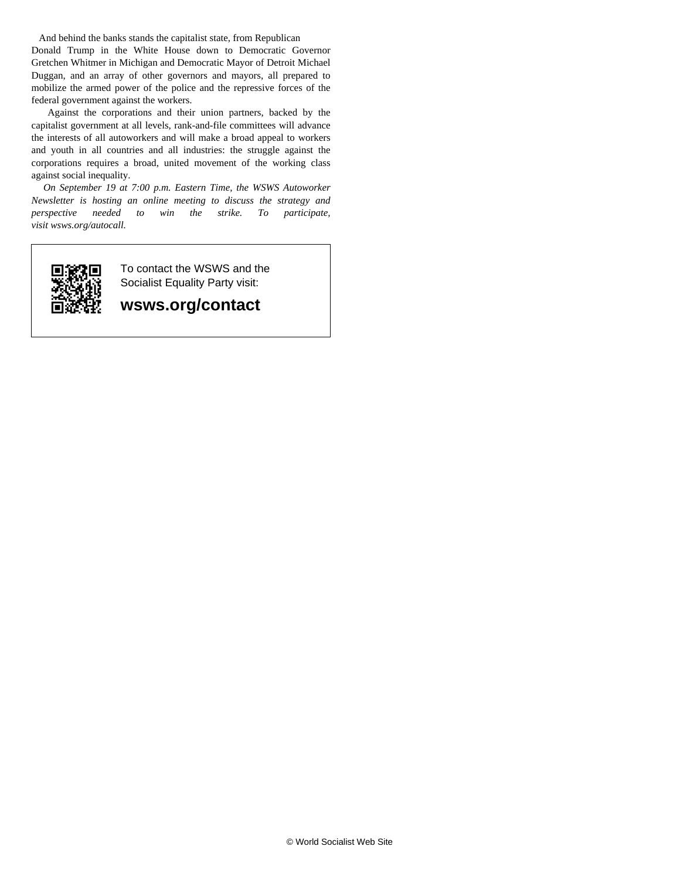And behind the banks stands the capitalist state, from Republican Donald Trump in the White House down to Democratic Governor Gretchen Whitmer in Michigan and Democratic Mayor of Detroit Michael Duggan, and an array of other governors and mayors, all prepared to mobilize the armed power of the police and the repressive forces of the federal government against the workers.

Against the corporations and their union partners, backed by the capitalist government at all levels, rank-and-file committees will advance the interests of all autoworkers and will make a broad appeal to workers and youth in all countries and all industries: the struggle against the corporations requires a broad, united movement of the working class against social inequality.

*On September 19 at 7:00 p.m. Eastern Time, the WSWS Autoworker Newsletter is hosting an online meeting to discuss the strategy and perspective needed to win the strike. To participate, visit wsws.org/autocall.*

To contact the WSWS and the Socialist Equality Party visit:

**wsws.org/contact**